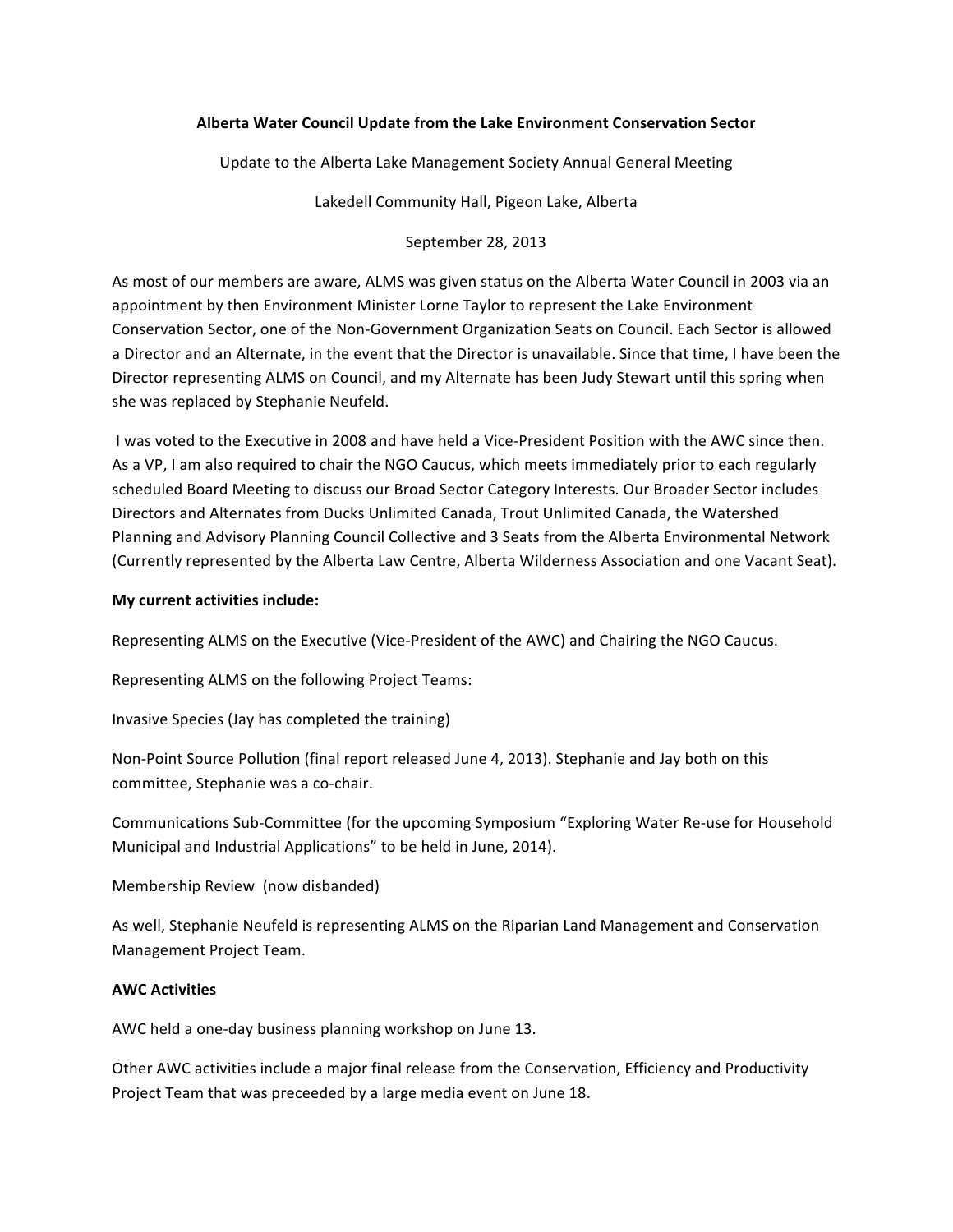**Alberta Water Council Update from the Lake Environment Conservation Sector**

Update to the Alberta Lake Management Society Annual General Meeting

Lakedell Community Hall, Pigeon Lake, Alberta

September 28, 2013

As most of our members are aware, ALMS was given status on the Alberta Water Council in 2003 via an appointment by then Environment Minister Lorne Taylor to represent the Lake Environment Conservation Sector, one of the Non-Government Organization Seats on Council. Each Sector is allowed a Director and an Alternate, in the event that the Director is unavailable. Since that time, I have been the Director representing ALMS on Council, and my Alternate has been Judy Stewart until this spring when she was replaced by Stephanie Neufeld.

I was voted to the Executive in 2008 and have held a Vice-President Position with the AWC since then. As a VP, I am also required to chair the NGO Caucus, which meets immediately prior to each regularly scheduled Board Meeting to discuss our Broad Sector Category Interests. Our Broader Sector includes Directors and Alternates from Ducks Unlimited Canada, Trout Unlimited Canada, the Watershed Planning and Advisory Planning Council Collective and 3 Seats from the Alberta Environmental Network (Currently represented by the Alberta Law Centre, Alberta Wilderness Association and one Vacant Seat).

**My current activities include:**

Representing ALMS on the Executive (Vice-President of the AWC) and Chairing the NGO Caucus.

Representing ALMS on the following Project Teams:

Invasive Species (Jay has completed the training)

Non-Point Source Pollution (final report released June 4, 2013). Stephanie and Jay both on this committee, Stephanie was a co-chair.

Communications Sub-Committee (for the upcoming Symposium "Exploring Water Re-use for Household Municipal and Industrial Applications" to be held in June, 2014).

Membership Review (now disbanded)

As well, Stephanie Neufeld is representing ALMS on the Riparian Land Management and Conservation Management Project Team.

**AWC Activities**

AWC held a one-day business planning workshop on June 13.

Other AWC activities include a major final release from the Conservation, Efficiency and Productivity Project Team that was preceeded by a large media event on June 18.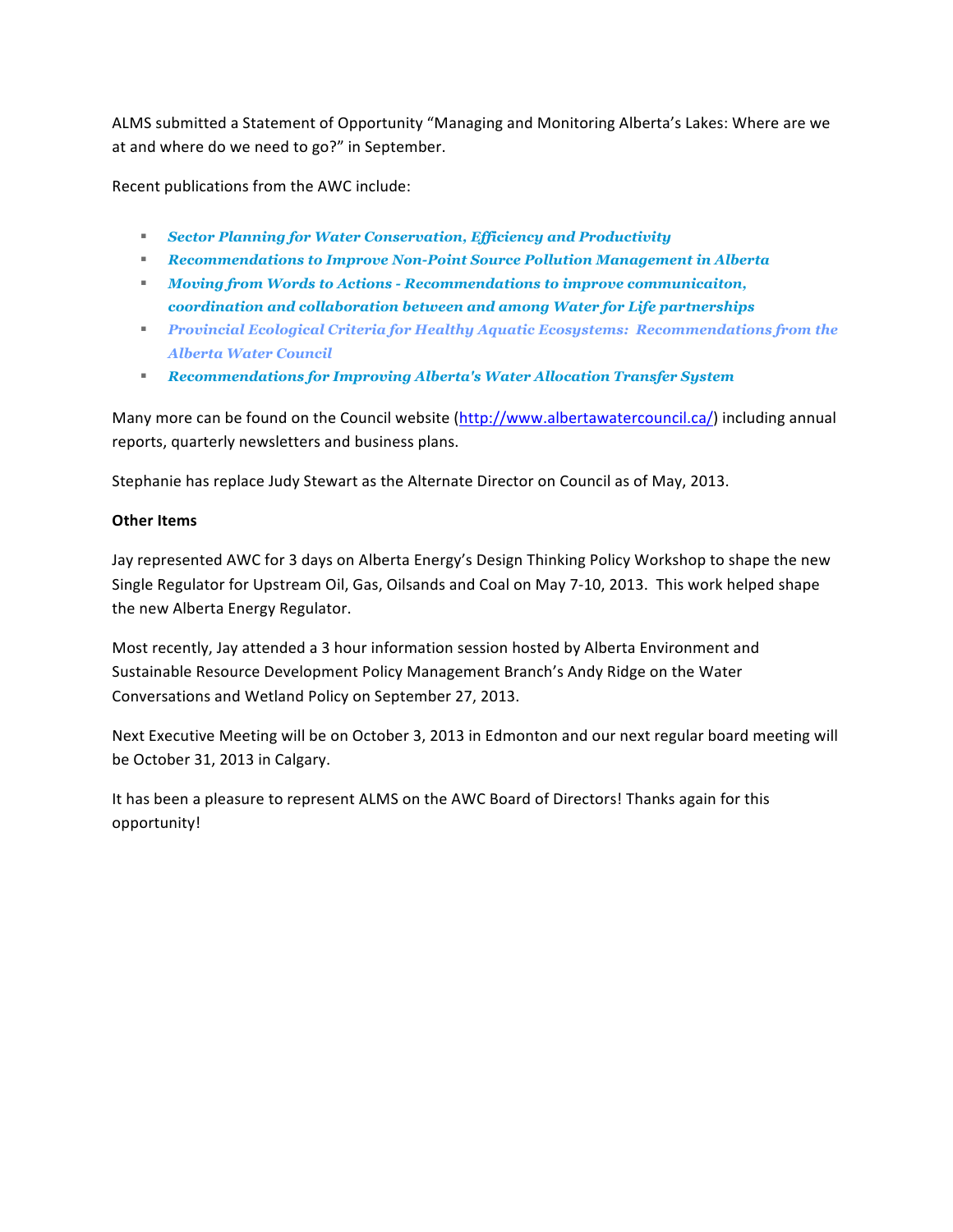ALMS submitted a Statement of Opportunity "Managing and Monitoring Alberta's Lakes: Where are we at and where do we need to go?" in September.

Recent publications from the AWC include:

- ***Sector Planning for Water Conservation, Efficiency and Productivity***
- ***Recommendations to Improve Non-Point Source Pollution Management in Alberta***
- ***Moving from Words to Actions - Recommendations to improve communicaiton, coordination and collaboration between and among Water for Life partnerships***
- ***Provincial Ecological Criteria for Healthy Aquatic Ecosystems: Recommendations from the Alberta Water Council***
- ***Recommendations for Improving Alberta's Water Allocation Transfer System***

Many more can be found on the Council website (http://www.albertawatercouncil.ca/) including annual reports, quarterly newsletters and business plans.

Stephanie has replace Judy Stewart as the Alternate Director on Council as of May, 2013.

**Other Items**

Jay represented AWC for 3 days on Alberta Energy's Design Thinking Policy Workshop to shape the new Single Regulator for Upstream Oil, Gas, Oilsands and Coal on May 7-10, 2013. This work helped shape the new Alberta Energy Regulator.

Most recently, Jay attended a 3 hour information session hosted by Alberta Environment and Sustainable Resource Development Policy Management Branch's Andy Ridge on the Water Conversations and Wetland Policy on September 27, 2013.

Next Executive Meeting will be on October 3, 2013 in Edmonton and our next regular board meeting will be October 31, 2013 in Calgary.

It has been a pleasure to represent ALMS on the AWC Board of Directors! Thanks again for this opportunity!